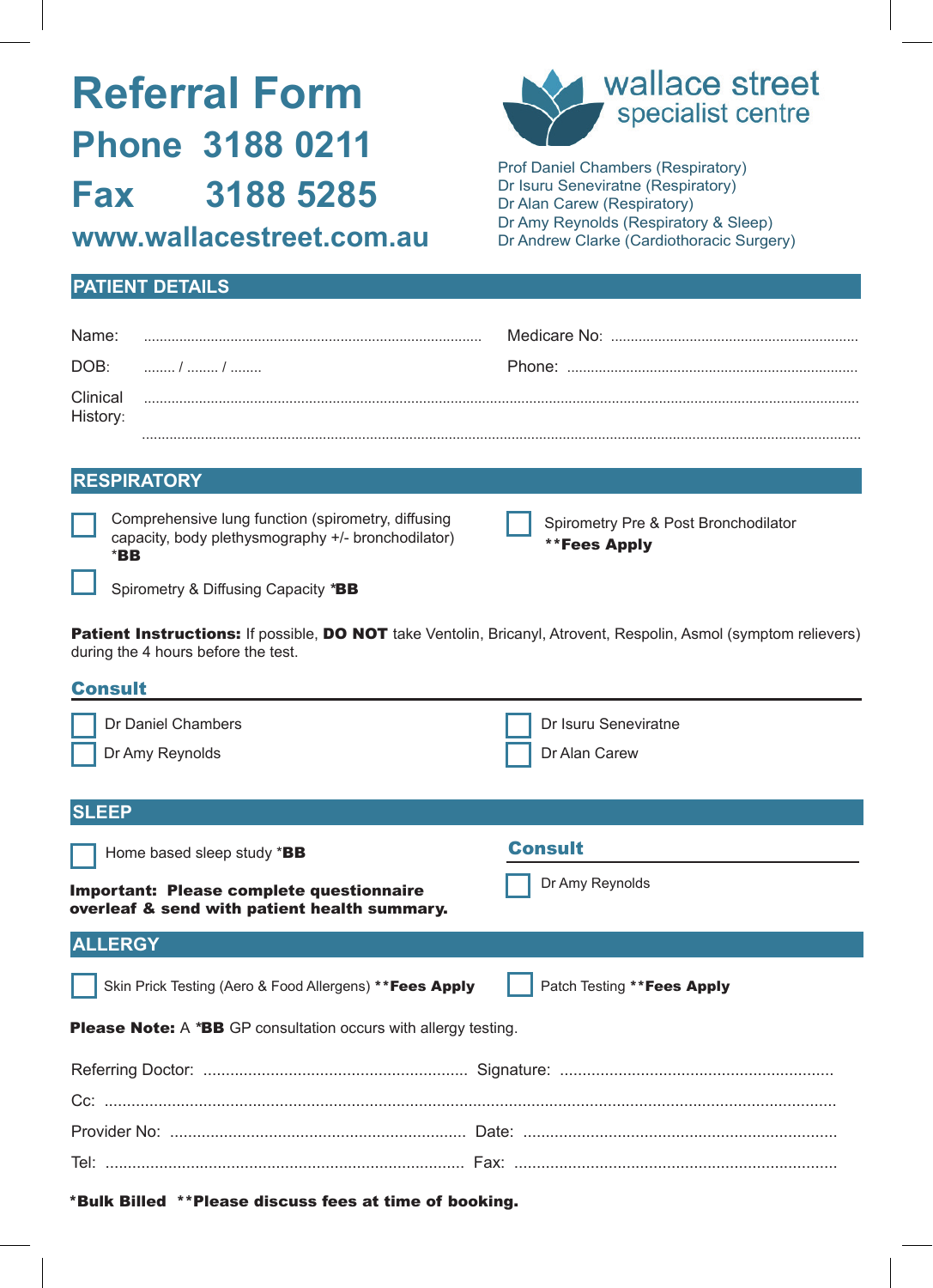# Referral Form

## Phone 3188 0211

## Fax 3188 5285

## www.wallacestreet.com.au

wallace street specialist centre

Prof Daniel Chambers (Respiratory)
Dr Isuru Seneviratne (Respiratory)
Dr Alan Carew (Respiratory)
Dr Amy Reynolds (Respiratory & Sleep)
Dr Andrew Clarke (Cardiothoracic Surgery)

## PATIENT DETAILS

Name: ....................................................................................... Medicare No: .............................................................

DOB: ........ / ........ / ........ Phone: .........................................................................

Clinical History: ........................................................................................................................................................................

........................................................................................................................................................................

## RESPIRATORY

☐ Comprehensive lung function (spirometry, diffusing capacity, body plethysmography +/- bronchodilator) ***BB**

☐ Spirometry & Diffusing Capacity ***BB**

☐ Spirometry Pre & Post Bronchodilator ****Fees Apply**

**Patient Instructions:** If possible, **DO NOT** take Ventolin, Bricanyl, Atrovent, Respolin, Asmol (symptom relievers) during the 4 hours before the test.

### Consult

☐ Dr Daniel Chambers

☐ Dr Amy Reynolds

☐ Dr Isuru Seneviratne

☐ Dr Alan Carew

## SLEEP

☐ Home based sleep study ***BB**

**Important: Please complete questionnaire overleaf & send with patient health summary.**

### Consult

☐ Dr Amy Reynolds

## ALLERGY

☐ Skin Prick Testing (Aero & Food Allergens) ****Fees Apply**

☐ Patch Testing ****Fees Apply**

**Please Note:** A ***BB** GP consultation occurs with allergy testing.

Referring Doctor: .......................................................... Signature: ............................................................

Cc: ................................................................................................................................................................

Provider No: ................................................................. Date: .....................................................................

Tel: ............................................................................... Fax: .......................................................................

***Bulk Billed** ****Please discuss fees at time of booking.**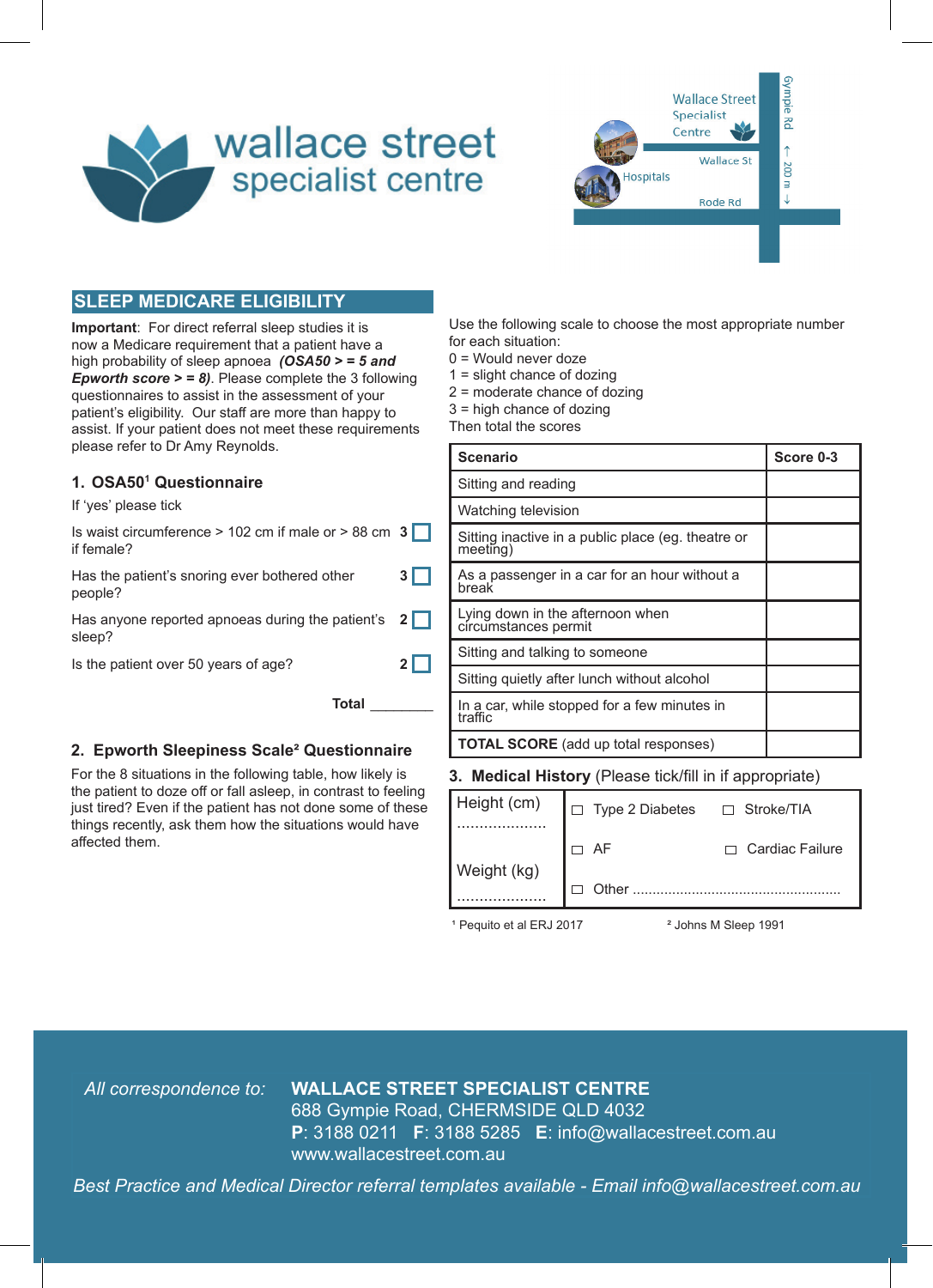wallace street specialist centre

Wallace Street Specialist Centre

Gympie Rd

Wallace St

Hospitals

← 200 m →

Rode Rd

## SLEEP MEDICARE ELIGIBILITY

**Important**: For direct referral sleep studies it is now a Medicare requirement that a patient have a high probability of sleep apnoea ***(OSA50 > = 5 and Epworth score > = 8)***. Please complete the 3 following questionnaires to assist in the assessment of your patient's eligibility. Our staff are more than happy to assist. If your patient does not meet these requirements please refer to Dr Amy Reynolds.

### 1. OSA50[1] Questionnaire

If 'yes' please tick

| | | |
|---|---|---|
| Is waist circumference > 102 cm if male or > 88 cm if female? | 3 | ☐ |
| Has the patient's snoring ever bothered other people? | 3 | ☐ |
| Has anyone reported apnoeas during the patient's sleep? | 2 | ☐ |
| Is the patient over 50 years of age? | 2 | ☐ |

**Total** _________

### 2. Epworth Sleepiness Scale[2] Questionnaire

For the 8 situations in the following table, how likely is the patient to doze off or fall asleep, in contrast to feeling just tired? Even if the patient has not done some of these things recently, ask them how the situations would have affected them.

Use the following scale to choose the most appropriate number for each situation:

0 = Would never doze
1 = slight chance of dozing
2 = moderate chance of dozing
3 = high chance of dozing
Then total the scores

| Scenario | Score 0-3 |
|---|---|
| Sitting and reading | |
| Watching television | |
| Sitting inactive in a public place (eg. theatre or meeting) | |
| As a passenger in a car for an hour without a break | |
| Lying down in the afternoon when circumstances permit | |
| Sitting and talking to someone | |
| Sitting quietly after lunch without alcohol | |
| In a car, while stopped for a few minutes in traffic | |
| **TOTAL SCORE** (add up total responses) | |

### 3. Medical History (Please tick/fill in if appropriate)

| | | |
|---|---|---|
| Height (cm) .................... | ☐ Type 2 Diabetes | ☐ Stroke/TIA |
| | ☐ AF | ☐ Cardiac Failure |
| Weight (kg) .................... | ☐ Other .................................................... | |

[1] Pequito et al ERJ 2017 [2] Johns M Sleep 1991

*All correspondence to:* **WALLACE STREET SPECIALIST CENTRE**
688 Gympie Road, CHERMSIDE QLD 4032
**P**: 3188 0211 **F**: 3188 5285 **E**: info@wallacestreet.com.au
www.wallacestreet.com.au

*Best Practice and Medical Director referral templates available - Email info@wallacestreet.com.au*